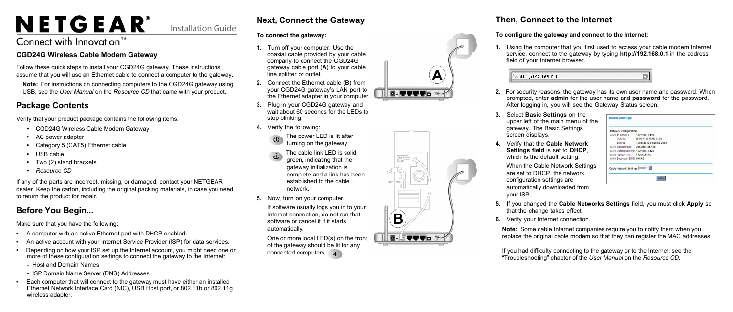# NETGEAR®

Installation Guide

Connect with Innovation™

### CGD24G Wireless Cable Modem Gateway

Follow these quick steps to install your CGD24G gateway. These instructions assume that you will use an Ethernet cable to connect a computer to the gateway.

**Note:** For instructions on connecting computers to the CGD24G gateway using USB, see the *User Manual* on the *Resource CD* that came with your product.

## Package Contents

Verify that your product package contains the following items:

- CGD24G Wireless Cable Modem Gateway
- AC power adapter
- Category 5 (CAT5) Ethernet cable
- USB cable
- Two (2) stand brackets
- *Resource CD*

If any of the parts are incorrect, missing, or damaged, contact your NETGEAR dealer. Keep the carton, including the original packing materials, in case you need to return the product for repair.

## Before You Begin...

Make sure that you have the following:

- A computer with an active Ethernet port with DHCP enabled.
- An active account with your Internet Service Provider (ISP) for data services.
- Depending on how your ISP set up the Internet account, you might need one or more of these configuration settings to connect the gateway to the Internet:
  - Host and Domain Names
  - ISP Domain Name Server (DNS) Addresses
- Each computer that will connect to the gateway must have either an installed Ethernet Network Interface Card (NIC), USB Host port, or 802.11b or 802.11g wireless adapter.

## Next, Connect the Gateway

**To connect the gateway:**

1. Turn off your computer. Use the coaxial cable provided by your cable company to connect the CGD24G gateway cable port (**A**) to your cable line splitter or outlet.
2. Connect the Ethernet cable (**B**) from your CGD24G gateway's LAN port to the Ethernet adapter in your computer.
3. Plug in your CGD24G gateway and wait about 60 seconds for the LEDs to stop blinking.
4. Verify the following:
   - The power LED is lit after turning on the gateway.
   - The cable link LED is solid green, indicating that the gateway initialization is complete and a link has been established to the cable network.
5. Now, turn on your computer.

   If software usually logs you in to your Internet connection, do not run that software or cancel it if it starts automatically.

   One or more local LED(s) on the front of the gateway should be lit for any connected computers.

## Then, Connect to the Internet

**To configure the gateway and connect to the Internet:**

1. Using the computer that you first used to access your cable modem Internet service, connect to the gateway by typing **http://192.168.0.1** in the address field of your Internet browser.
2. For security reasons, the gateway has its own user name and password. When prompted, enter **admin** for the user name and **password** for the password. After logging in, you will see the Gateway Status screen.
3. Select **Basic Settings** on the upper left of the main menu of the gateway. The Basic Settings screen displays.
4. Verify that the **Cable Network Settings field** is set to **DHCP**, which is the default setting.

   When the Cable Network Settings are set to DHCP, the network configuration settings are automatically downloaded from your ISP.
5. If you changed the **Cable Networks Settings** field, you must click **Apply** so that the change takes effect.
6. Verify your Internet connection.

**Note:** Some cable Internet companies require you to notify them when you replace the original cable modem so that they can register the MAC addresses.

If you had difficulty connecting to the gateway or to the Internet, see the "Troubleshooting" chapter of the *User Manual* on the *Resource CD*.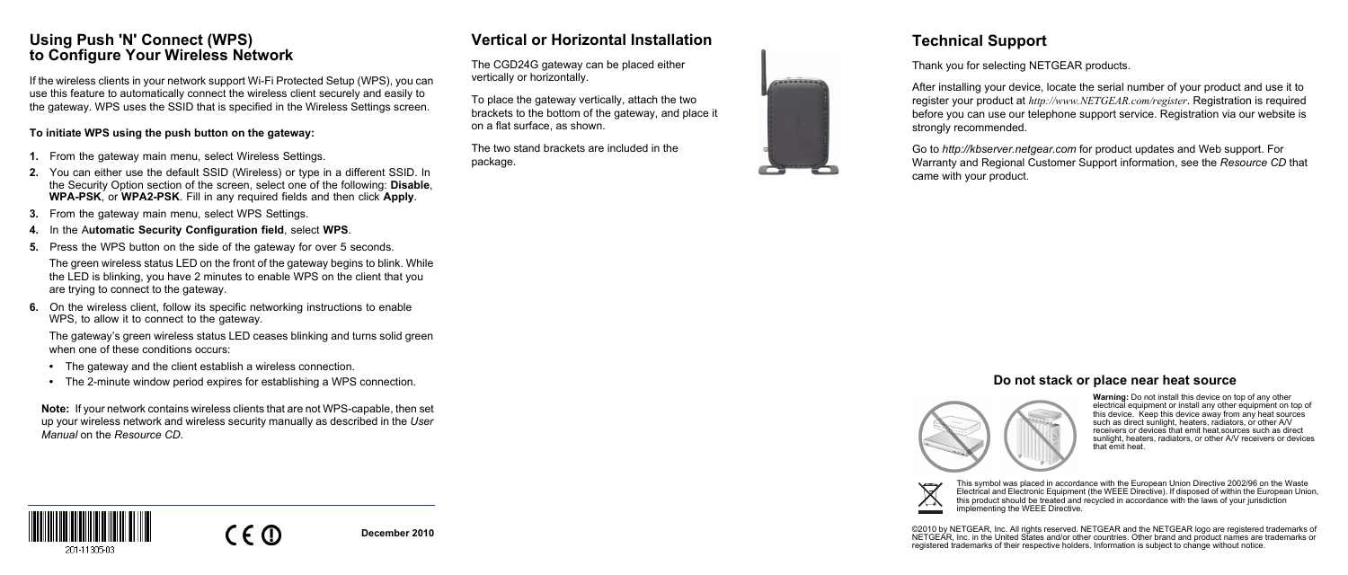## Using Push 'N' Connect (WPS) to Configure Your Wireless Network

If the wireless clients in your network support Wi-Fi Protected Setup (WPS), you can use this feature to automatically connect the wireless client securely and easily to the gateway. WPS uses the SSID that is specified in the Wireless Settings screen.

**To initiate WPS using the push button on the gateway:**

1. From the gateway main menu, select Wireless Settings.
2. You can either use the default SSID (Wireless) or type in a different SSID. In the Security Option section of the screen, select one of the following: **Disable**, **WPA-PSK**, or **WPA2-PSK**. Fill in any required fields and then click **Apply**.
3. From the gateway main menu, select WPS Settings.
4. In the A**utomatic Security Configuration field**, select **WPS**.
5. Press the WPS button on the side of the gateway for over 5 seconds.

   The green wireless status LED on the front of the gateway begins to blink. While the LED is blinking, you have 2 minutes to enable WPS on the client that you are trying to connect to the gateway.
6. On the wireless client, follow its specific networking instructions to enable WPS, to allow it to connect to the gateway.

   The gateway's green wireless status LED ceases blinking and turns solid green when one of these conditions occurs:

   - The gateway and the client establish a wireless connection.
   - The 2-minute window period expires for establishing a WPS connection.

**Note:** If your network contains wireless clients that are not WPS-capable, then set up your wireless network and wireless security manually as described in the *User Manual* on the *Resource CD*.

201-11305-03

December 2010

## Vertical or Horizontal Installation

The CGD24G gateway can be placed either vertically or horizontally.

To place the gateway vertically, attach the two brackets to the bottom of the gateway, and place it on a flat surface, as shown.

The two stand brackets are included in the package.

## Technical Support

Thank you for selecting NETGEAR products.

After installing your device, locate the serial number of your product and use it to register your product at *http://www.NETGEAR.com/register*. Registration is required before you can use our telephone support service. Registration via our website is strongly recommended.

Go to *http://kbserver.netgear.com* for product updates and Web support. For Warranty and Regional Customer Support information, see the *Resource CD* that came with your product.

### Do not stack or place near heat source

**Warning:** Do not install this device on top of any other electrical equipment or install any other equipment on top of this device. Keep this device away from any heat sources such as direct sunlight, heaters, radiators, or other A/V receivers or devices that emit heat.sources such as direct sunlight, heaters, radiators, or other A/V receivers or devices that emit heat.

This symbol was placed in accordance with the European Union Directive 2002/96 on the Waste Electrical and Electronic Equipment (the WEEE Directive). If disposed of within the European Union, this product should be treated and recycled in accordance with the laws of your jurisdiction implementing the WEEE Directive.

©2010 by NETGEAR, Inc. All rights reserved. NETGEAR and the NETGEAR logo are registered trademarks of NETGEAR, Inc. in the United States and/or other countries. Other brand and product names are trademarks or registered trademarks of their respective holders. Information is subject to change without notice.